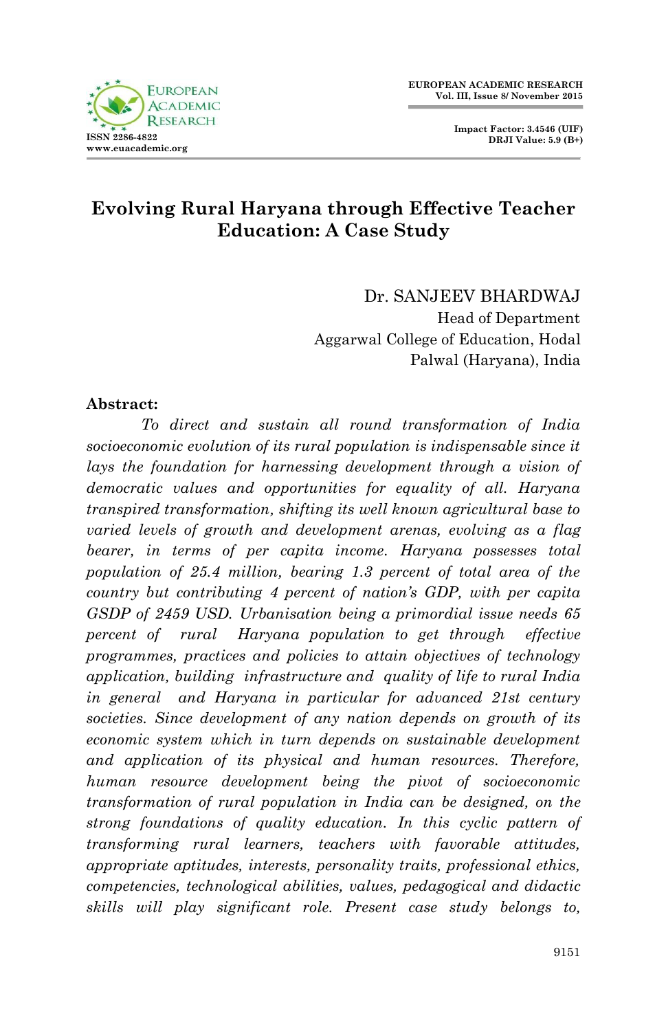# Evolving Rural Haryana through Effective Teacher Education: A Case Study

Dr. SANJEEV BHARDWAJ
Head of Department
Aggarwal College of Education, Hodal
Palwal (Haryana), India

**Abstract:**

*To direct and sustain all round transformation of India socioeconomic evolution of its rural population is indispensable since it lays the foundation for harnessing development through a vision of democratic values and opportunities for equality of all. Haryana transpired transformation, shifting its well known agricultural base to varied levels of growth and development arenas, evolving as a flag bearer, in terms of per capita income. Haryana possesses total population of 25.4 million, bearing 1.3 percent of total area of the country but contributing 4 percent of nation's GDP, with per capita GSDP of 2459 USD. Urbanisation being a primordial issue needs 65 percent of rural Haryana population to get through effective programmes, practices and policies to attain objectives of technology application, building infrastructure and quality of life to rural India in general and Haryana in particular for advanced 21st century societies. Since development of any nation depends on growth of its economic system which in turn depends on sustainable development and application of its physical and human resources. Therefore, human resource development being the pivot of socioeconomic transformation of rural population in India can be designed, on the strong foundations of quality education. In this cyclic pattern of transforming rural learners, teachers with favorable attitudes, appropriate aptitudes, interests, personality traits, professional ethics, competencies, technological abilities, values, pedagogical and didactic skills will play significant role. Present case study belongs to,*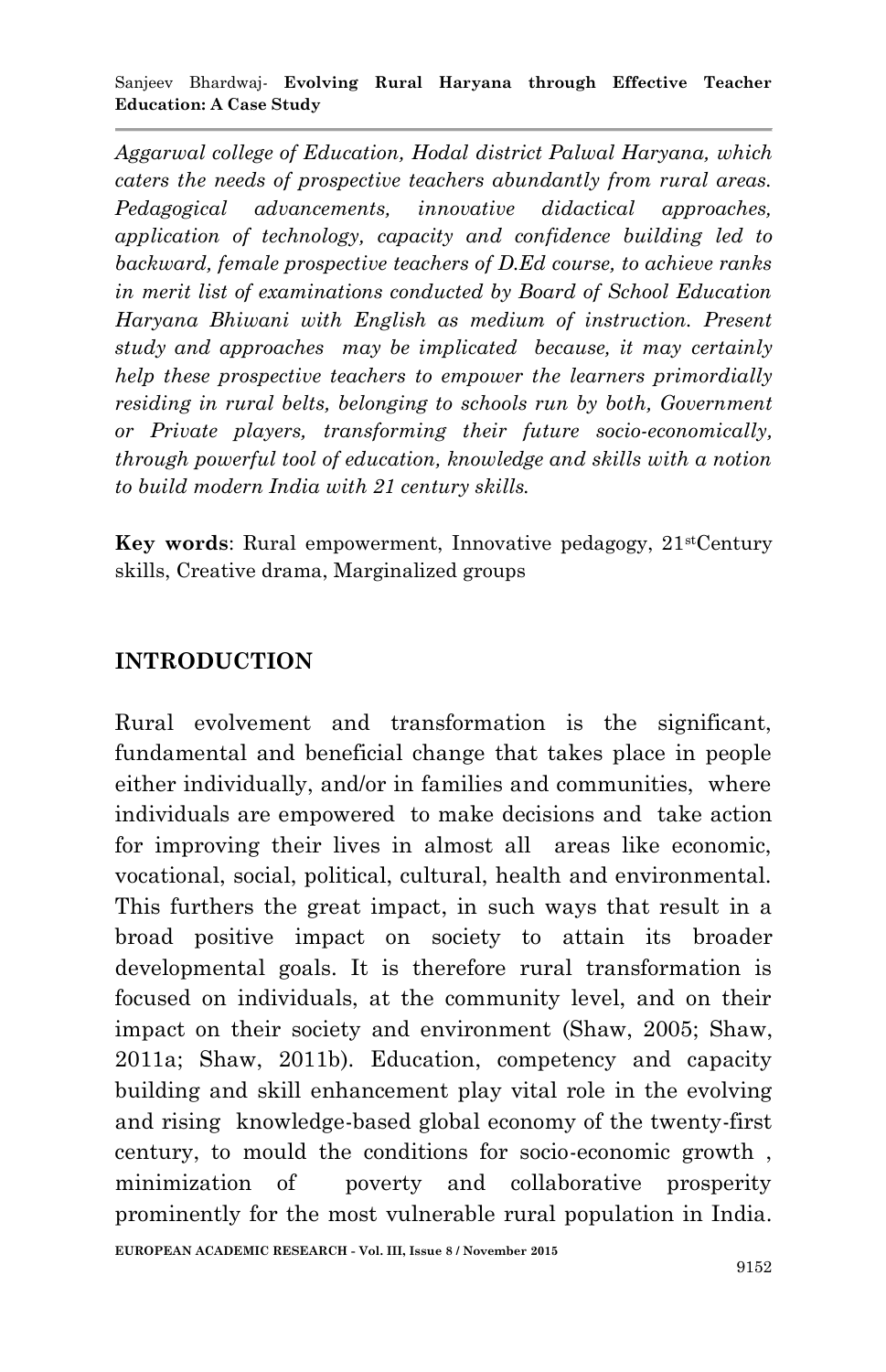*Aggarwal college of Education, Hodal district Palwal Haryana, which caters the needs of prospective teachers abundantly from rural areas. Pedagogical advancements, innovative didactical approaches, application of technology, capacity and confidence building led to backward, female prospective teachers of D.Ed course, to achieve ranks in merit list of examinations conducted by Board of School Education Haryana Bhiwani with English as medium of instruction. Present study and approaches may be implicated because, it may certainly help these prospective teachers to empower the learners primordially residing in rural belts, belonging to schools run by both, Government or Private players, transforming their future socio-economically, through powerful tool of education, knowledge and skills with a notion to build modern India with 21 century skills.*

**Key words**: Rural empowerment, Innovative pedagogy, 21stCentury skills, Creative drama, Marginalized groups

## INTRODUCTION

Rural evolvement and transformation is the significant, fundamental and beneficial change that takes place in people either individually, and/or in families and communities, where individuals are empowered to make decisions and take action for improving their lives in almost all areas like economic, vocational, social, political, cultural, health and environmental. This furthers the great impact, in such ways that result in a broad positive impact on society to attain its broader developmental goals. It is therefore rural transformation is focused on individuals, at the community level, and on their impact on their society and environment (Shaw, 2005; Shaw, 2011a; Shaw, 2011b). Education, competency and capacity building and skill enhancement play vital role in the evolving and rising knowledge-based global economy of the twenty-first century, to mould the conditions for socio-economic growth , minimization of poverty and collaborative prosperity prominently for the most vulnerable rural population in India.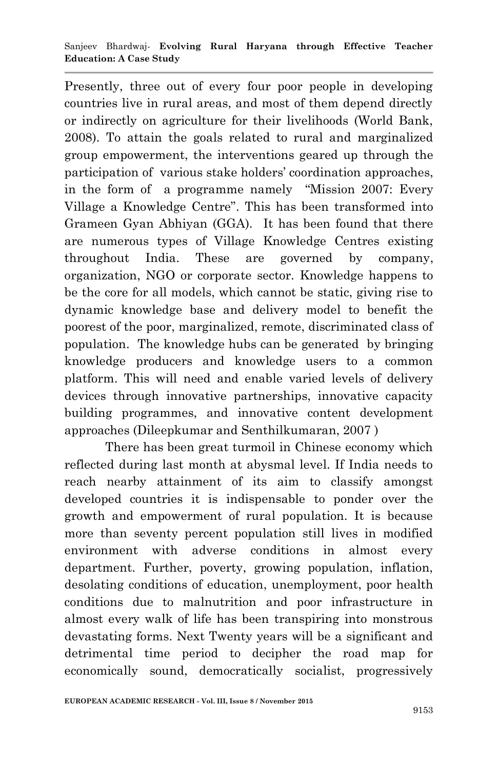Presently, three out of every four poor people in developing countries live in rural areas, and most of them depend directly or indirectly on agriculture for their livelihoods (World Bank, 2008). To attain the goals related to rural and marginalized group empowerment, the interventions geared up through the participation of various stake holders' coordination approaches, in the form of a programme namely "Mission 2007: Every Village a Knowledge Centre". This has been transformed into Grameen Gyan Abhiyan (GGA). It has been found that there are numerous types of Village Knowledge Centres existing throughout India. These are governed by company, organization, NGO or corporate sector. Knowledge happens to be the core for all models, which cannot be static, giving rise to dynamic knowledge base and delivery model to benefit the poorest of the poor, marginalized, remote, discriminated class of population. The knowledge hubs can be generated by bringing knowledge producers and knowledge users to a common platform. This will need and enable varied levels of delivery devices through innovative partnerships, innovative capacity building programmes, and innovative content development approaches (Dileepkumar and Senthilkumaran, 2007 )

There has been great turmoil in Chinese economy which reflected during last month at abysmal level. If India needs to reach nearby attainment of its aim to classify amongst developed countries it is indispensable to ponder over the growth and empowerment of rural population. It is because more than seventy percent population still lives in modified environment with adverse conditions in almost every department. Further, poverty, growing population, inflation, desolating conditions of education, unemployment, poor health conditions due to malnutrition and poor infrastructure in almost every walk of life has been transpiring into monstrous devastating forms. Next Twenty years will be a significant and detrimental time period to decipher the road map for economically sound, democratically socialist, progressively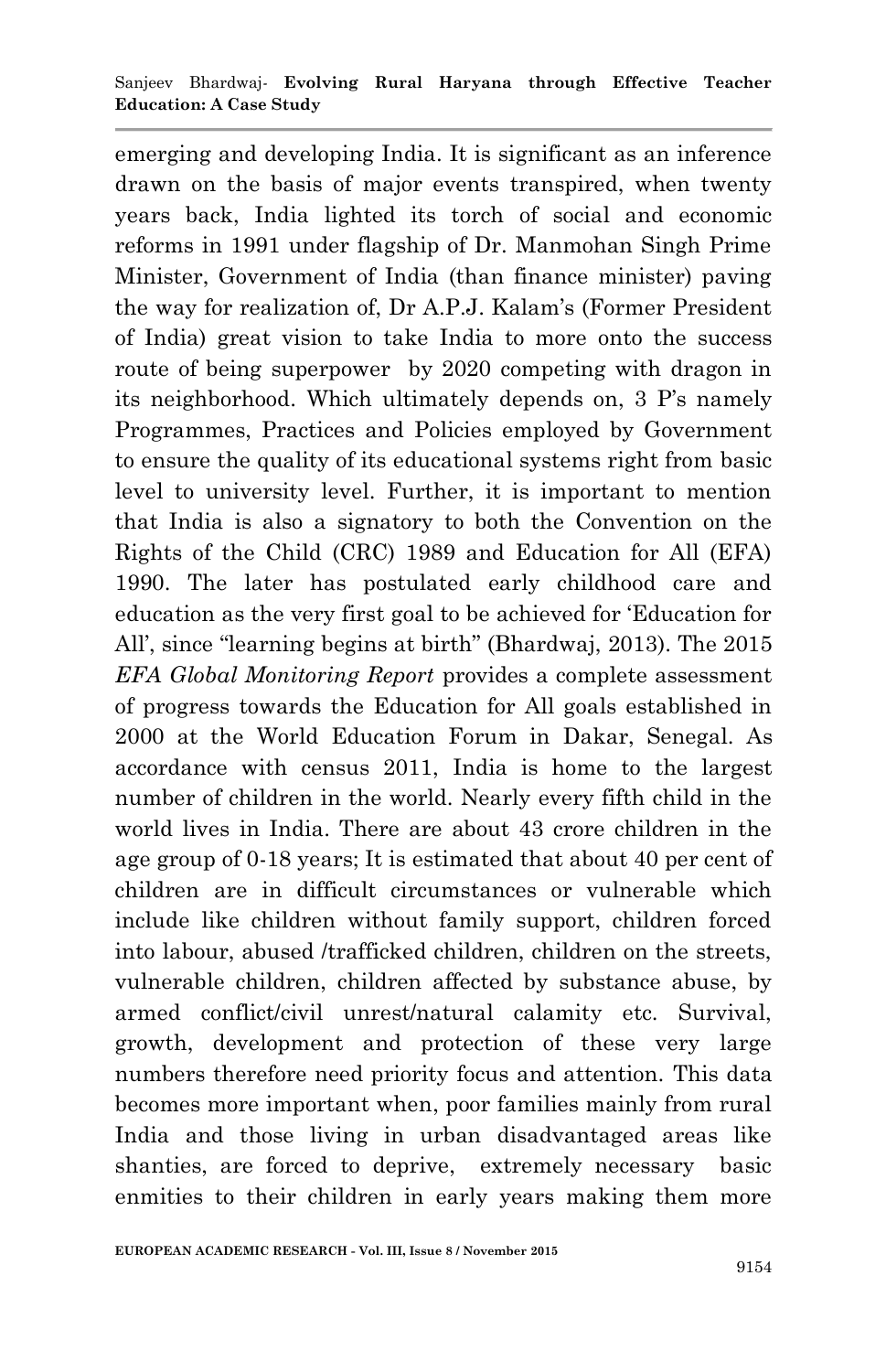emerging and developing India. It is significant as an inference drawn on the basis of major events transpired, when twenty years back, India lighted its torch of social and economic reforms in 1991 under flagship of Dr. Manmohan Singh Prime Minister, Government of India (than finance minister) paving the way for realization of, Dr A.P.J. Kalam's (Former President of India) great vision to take India to more onto the success route of being superpower by 2020 competing with dragon in its neighborhood. Which ultimately depends on, 3 P's namely Programmes, Practices and Policies employed by Government to ensure the quality of its educational systems right from basic level to university level. Further, it is important to mention that India is also a signatory to both the Convention on the Rights of the Child (CRC) 1989 and Education for All (EFA) 1990. The later has postulated early childhood care and education as the very first goal to be achieved for 'Education for All', since "learning begins at birth" (Bhardwaj, 2013). The 2015 *EFA Global Monitoring Report* provides a complete assessment of progress towards the Education for All goals established in 2000 at the World Education Forum in Dakar, Senegal. As accordance with census 2011, India is home to the largest number of children in the world. Nearly every fifth child in the world lives in India. There are about 43 crore children in the age group of 0-18 years; It is estimated that about 40 per cent of children are in difficult circumstances or vulnerable which include like children without family support, children forced into labour, abused /trafficked children, children on the streets, vulnerable children, children affected by substance abuse, by armed conflict/civil unrest/natural calamity etc. Survival, growth, development and protection of these very large numbers therefore need priority focus and attention. This data becomes more important when, poor families mainly from rural India and those living in urban disadvantaged areas like shanties, are forced to deprive, extremely necessary basic enmities to their children in early years making them more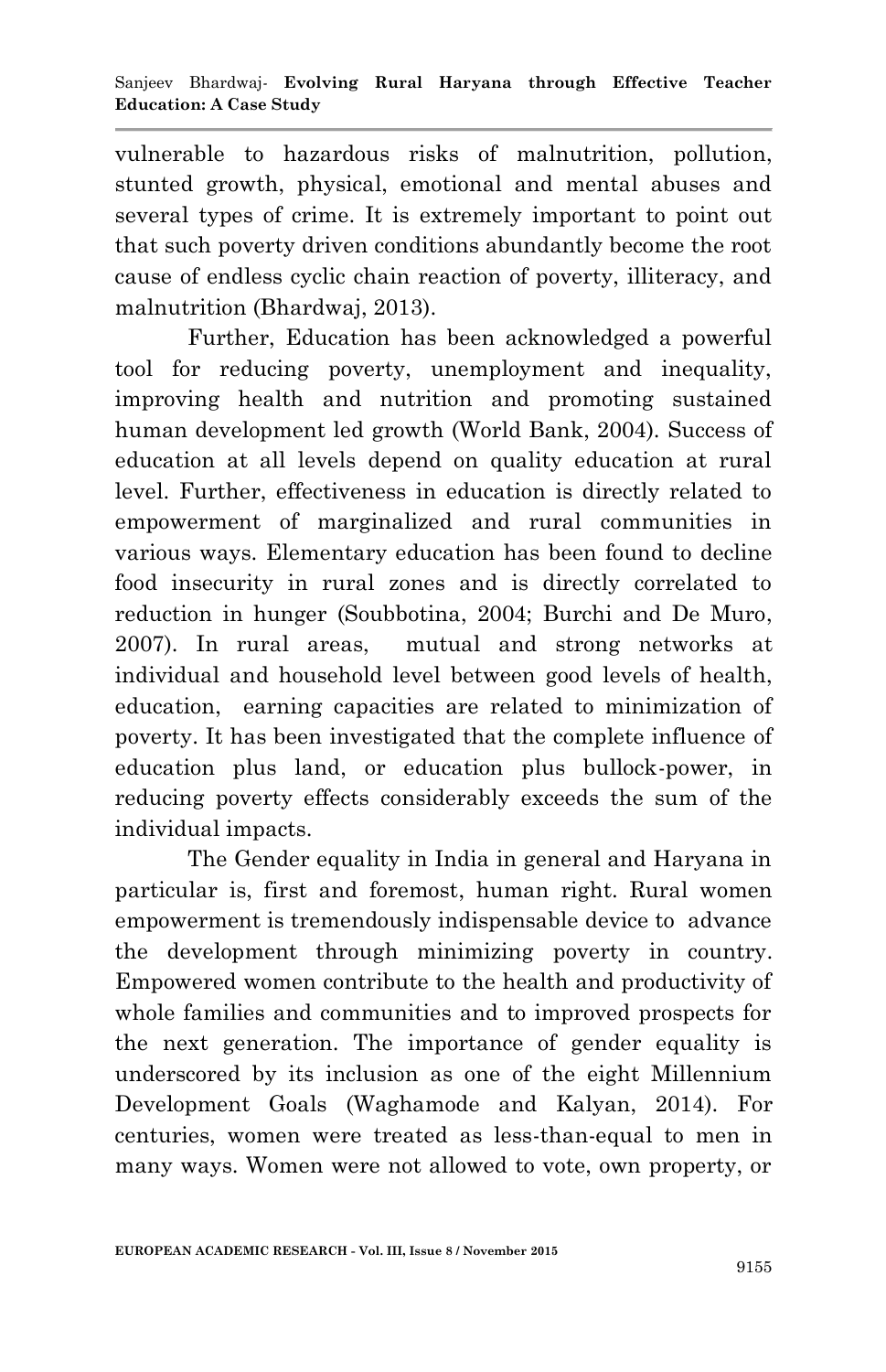vulnerable to hazardous risks of malnutrition, pollution, stunted growth, physical, emotional and mental abuses and several types of crime. It is extremely important to point out that such poverty driven conditions abundantly become the root cause of endless cyclic chain reaction of poverty, illiteracy, and malnutrition (Bhardwaj, 2013).

Further, Education has been acknowledged a powerful tool for reducing poverty, unemployment and inequality, improving health and nutrition and promoting sustained human development led growth (World Bank, 2004). Success of education at all levels depend on quality education at rural level. Further, effectiveness in education is directly related to empowerment of marginalized and rural communities in various ways. Elementary education has been found to decline food insecurity in rural zones and is directly correlated to reduction in hunger (Soubbotina, 2004; Burchi and De Muro, 2007). In rural areas, mutual and strong networks at individual and household level between good levels of health, education, earning capacities are related to minimization of poverty. It has been investigated that the complete influence of education plus land, or education plus bullock-power, in reducing poverty effects considerably exceeds the sum of the individual impacts.

The Gender equality in India in general and Haryana in particular is, first and foremost, human right. Rural women empowerment is tremendously indispensable device to advance the development through minimizing poverty in country. Empowered women contribute to the health and productivity of whole families and communities and to improved prospects for the next generation. The importance of gender equality is underscored by its inclusion as one of the eight Millennium Development Goals (Waghamode and Kalyan, 2014). For centuries, women were treated as less-than-equal to men in many ways. Women were not allowed to vote, own property, or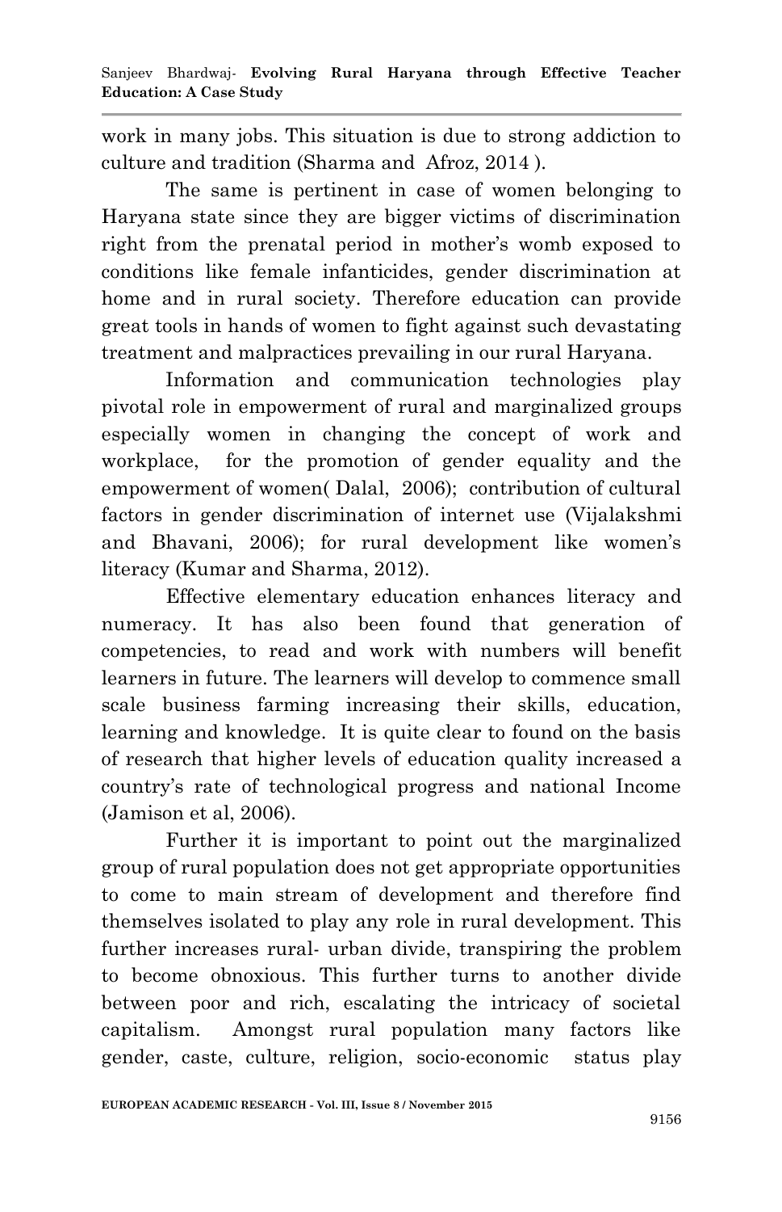work in many jobs. This situation is due to strong addiction to culture and tradition (Sharma and Afroz, 2014 ).

The same is pertinent in case of women belonging to Haryana state since they are bigger victims of discrimination right from the prenatal period in mother's womb exposed to conditions like female infanticides, gender discrimination at home and in rural society. Therefore education can provide great tools in hands of women to fight against such devastating treatment and malpractices prevailing in our rural Haryana.

Information and communication technologies play pivotal role in empowerment of rural and marginalized groups especially women in changing the concept of work and workplace, for the promotion of gender equality and the empowerment of women( Dalal, 2006); contribution of cultural factors in gender discrimination of internet use (Vijalakshmi and Bhavani, 2006); for rural development like women's literacy (Kumar and Sharma, 2012).

Effective elementary education enhances literacy and numeracy. It has also been found that generation of competencies, to read and work with numbers will benefit learners in future. The learners will develop to commence small scale business farming increasing their skills, education, learning and knowledge. It is quite clear to found on the basis of research that higher levels of education quality increased a country's rate of technological progress and national Income (Jamison et al, 2006).

Further it is important to point out the marginalized group of rural population does not get appropriate opportunities to come to main stream of development and therefore find themselves isolated to play any role in rural development. This further increases rural- urban divide, transpiring the problem to become obnoxious. This further turns to another divide between poor and rich, escalating the intricacy of societal capitalism. Amongst rural population many factors like gender, caste, culture, religion, socio-economic status play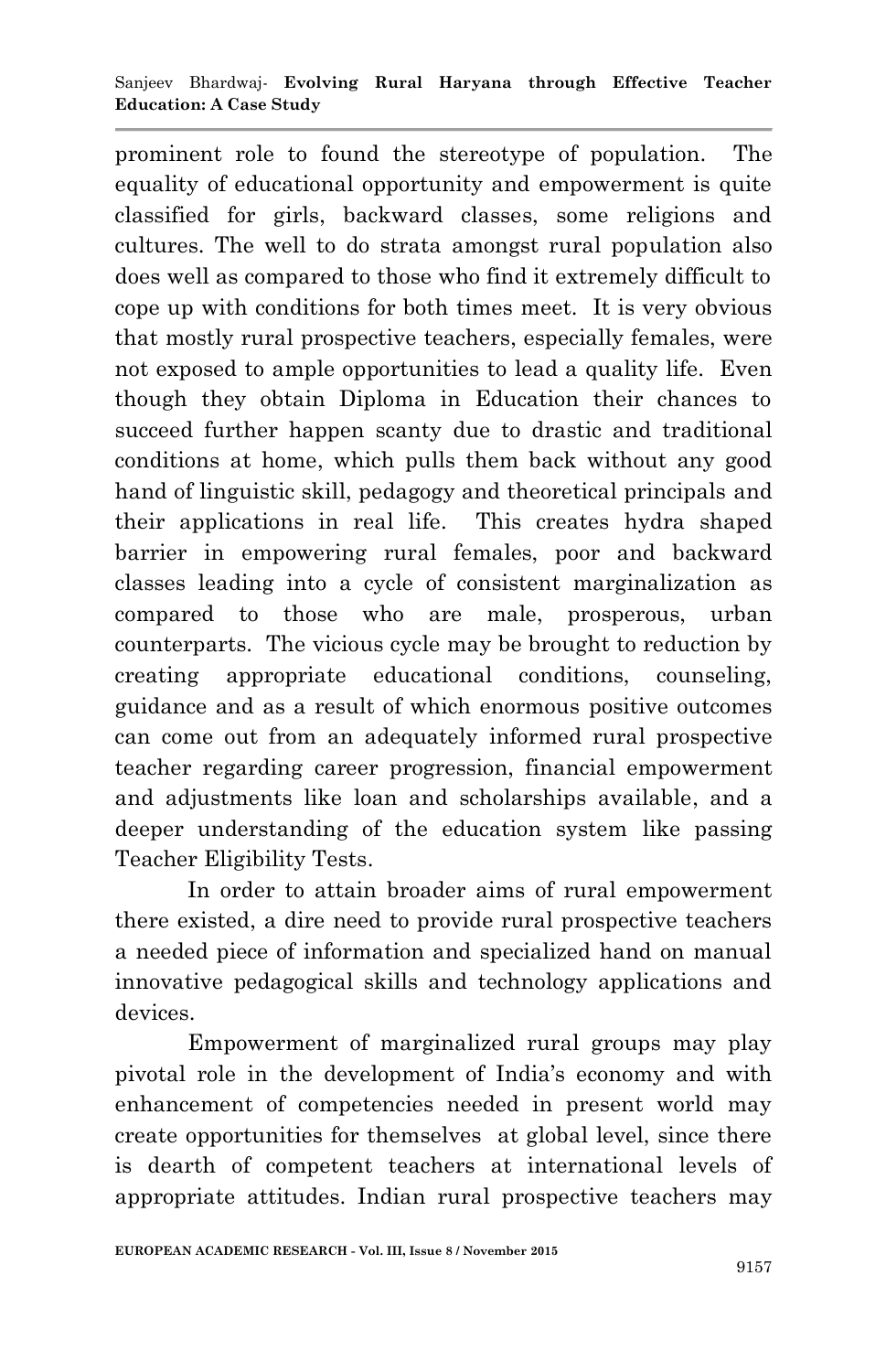prominent role to found the stereotype of population. The equality of educational opportunity and empowerment is quite classified for girls, backward classes, some religions and cultures. The well to do strata amongst rural population also does well as compared to those who find it extremely difficult to cope up with conditions for both times meet. It is very obvious that mostly rural prospective teachers, especially females, were not exposed to ample opportunities to lead a quality life. Even though they obtain Diploma in Education their chances to succeed further happen scanty due to drastic and traditional conditions at home, which pulls them back without any good hand of linguistic skill, pedagogy and theoretical principals and their applications in real life. This creates hydra shaped barrier in empowering rural females, poor and backward classes leading into a cycle of consistent marginalization as compared to those who are male, prosperous, urban counterparts. The vicious cycle may be brought to reduction by creating appropriate educational conditions, counseling, guidance and as a result of which enormous positive outcomes can come out from an adequately informed rural prospective teacher regarding career progression, financial empowerment and adjustments like loan and scholarships available, and a deeper understanding of the education system like passing Teacher Eligibility Tests.

In order to attain broader aims of rural empowerment there existed, a dire need to provide rural prospective teachers a needed piece of information and specialized hand on manual innovative pedagogical skills and technology applications and devices.

Empowerment of marginalized rural groups may play pivotal role in the development of India's economy and with enhancement of competencies needed in present world may create opportunities for themselves at global level, since there is dearth of competent teachers at international levels of appropriate attitudes. Indian rural prospective teachers may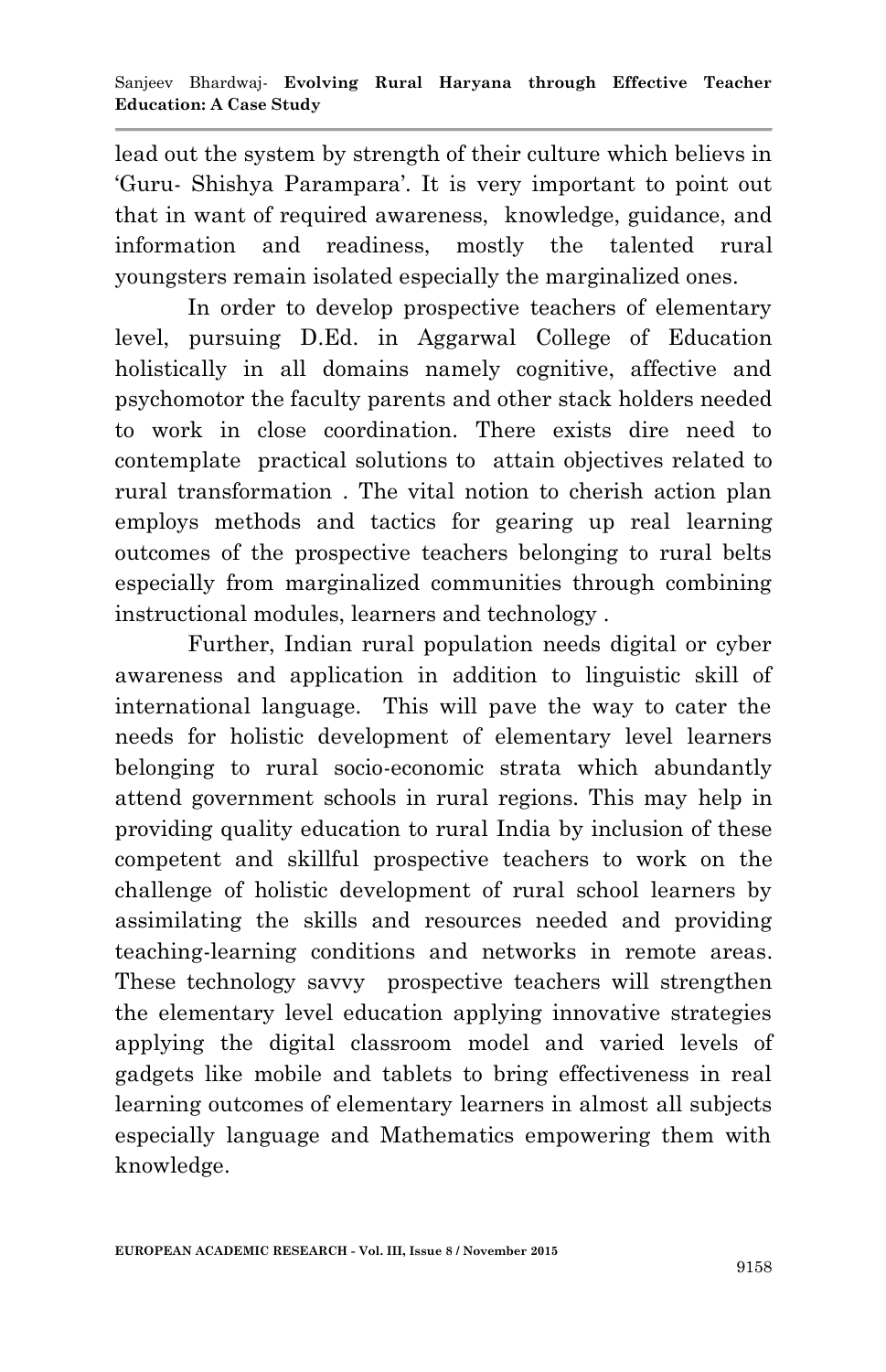lead out the system by strength of their culture which believs in 'Guru- Shishya Parampara'. It is very important to point out that in want of required awareness, knowledge, guidance, and information and readiness, mostly the talented rural youngsters remain isolated especially the marginalized ones.

In order to develop prospective teachers of elementary level, pursuing D.Ed. in Aggarwal College of Education holistically in all domains namely cognitive, affective and psychomotor the faculty parents and other stack holders needed to work in close coordination. There exists dire need to contemplate practical solutions to attain objectives related to rural transformation . The vital notion to cherish action plan employs methods and tactics for gearing up real learning outcomes of the prospective teachers belonging to rural belts especially from marginalized communities through combining instructional modules, learners and technology .

Further, Indian rural population needs digital or cyber awareness and application in addition to linguistic skill of international language. This will pave the way to cater the needs for holistic development of elementary level learners belonging to rural socio-economic strata which abundantly attend government schools in rural regions. This may help in providing quality education to rural India by inclusion of these competent and skillful prospective teachers to work on the challenge of holistic development of rural school learners by assimilating the skills and resources needed and providing teaching-learning conditions and networks in remote areas. These technology savvy prospective teachers will strengthen the elementary level education applying innovative strategies applying the digital classroom model and varied levels of gadgets like mobile and tablets to bring effectiveness in real learning outcomes of elementary learners in almost all subjects especially language and Mathematics empowering them with knowledge.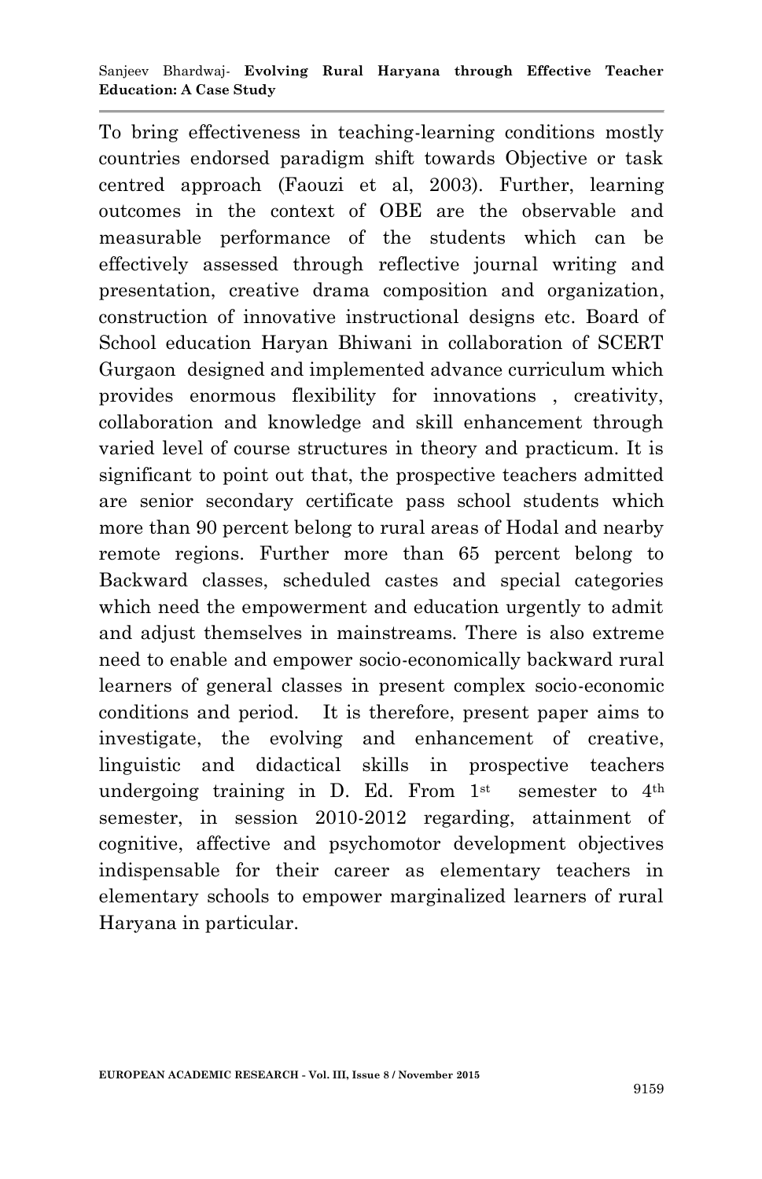To bring effectiveness in teaching-learning conditions mostly countries endorsed paradigm shift towards Objective or task centred approach (Faouzi et al, 2003). Further, learning outcomes in the context of OBE are the observable and measurable performance of the students which can be effectively assessed through reflective journal writing and presentation, creative drama composition and organization, construction of innovative instructional designs etc. Board of School education Haryan Bhiwani in collaboration of SCERT Gurgaon designed and implemented advance curriculum which provides enormous flexibility for innovations , creativity, collaboration and knowledge and skill enhancement through varied level of course structures in theory and practicum. It is significant to point out that, the prospective teachers admitted are senior secondary certificate pass school students which more than 90 percent belong to rural areas of Hodal and nearby remote regions. Further more than 65 percent belong to Backward classes, scheduled castes and special categories which need the empowerment and education urgently to admit and adjust themselves in mainstreams. There is also extreme need to enable and empower socio-economically backward rural learners of general classes in present complex socio-economic conditions and period. It is therefore, present paper aims to investigate, the evolving and enhancement of creative, linguistic and didactical skills in prospective teachers undergoing training in D. Ed. From 1st semester to 4th semester, in session 2010-2012 regarding, attainment of cognitive, affective and psychomotor development objectives indispensable for their career as elementary teachers in elementary schools to empower marginalized learners of rural Haryana in particular.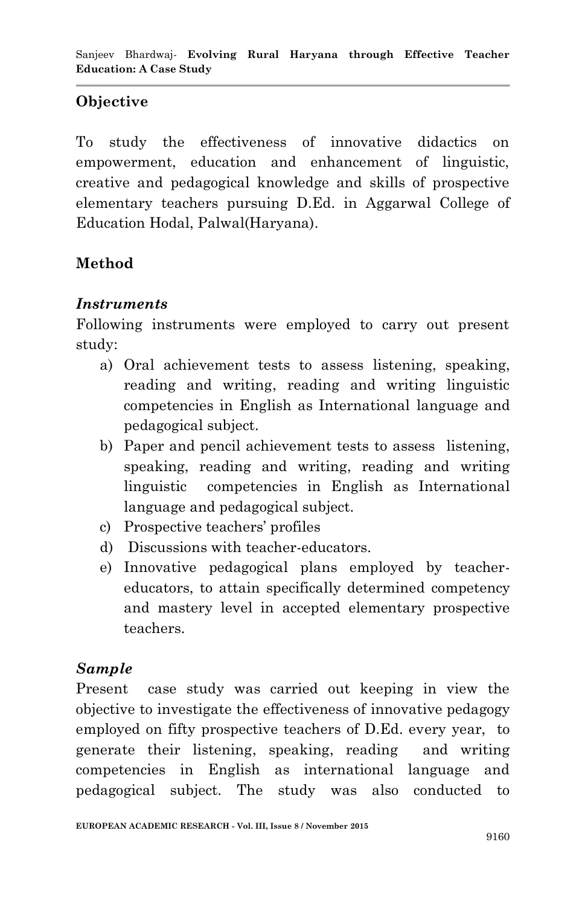## Objective

To study the effectiveness of innovative didactics on empowerment, education and enhancement of linguistic, creative and pedagogical knowledge and skills of prospective elementary teachers pursuing D.Ed. in Aggarwal College of Education Hodal, Palwal(Haryana).

## Method

### *Instruments*

Following instruments were employed to carry out present study:

a) Oral achievement tests to assess listening, speaking, reading and writing, reading and writing linguistic competencies in English as International language and pedagogical subject.
b) Paper and pencil achievement tests to assess listening, speaking, reading and writing, reading and writing linguistic competencies in English as International language and pedagogical subject.
c) Prospective teachers' profiles
d) Discussions with teacher-educators.
e) Innovative pedagogical plans employed by teacher-educators, to attain specifically determined competency and mastery level in accepted elementary prospective teachers.

### *Sample*

Present case study was carried out keeping in view the objective to investigate the effectiveness of innovative pedagogy employed on fifty prospective teachers of D.Ed. every year, to generate their listening, speaking, reading and writing competencies in English as international language and pedagogical subject. The study was also conducted to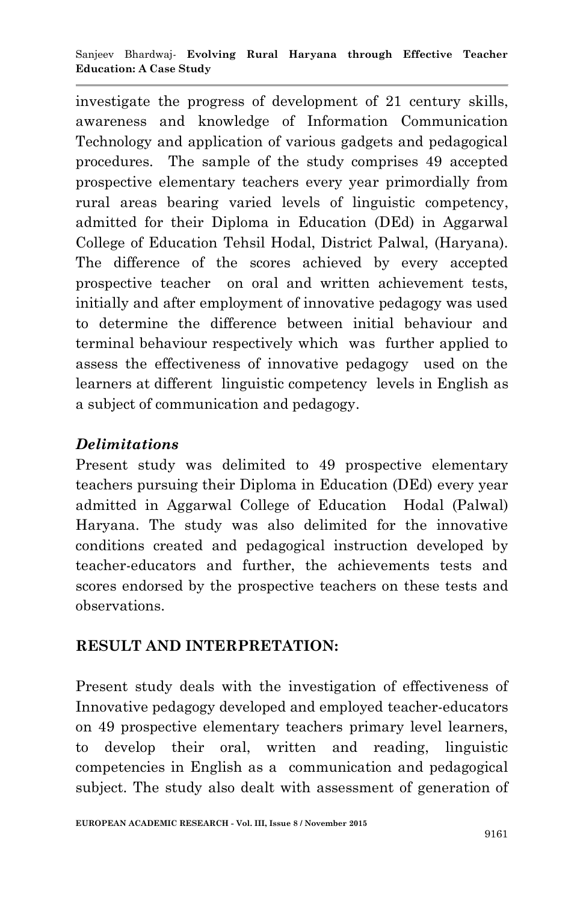investigate the progress of development of 21 century skills, awareness and knowledge of Information Communication Technology and application of various gadgets and pedagogical procedures. The sample of the study comprises 49 accepted prospective elementary teachers every year primordially from rural areas bearing varied levels of linguistic competency, admitted for their Diploma in Education (DEd) in Aggarwal College of Education Tehsil Hodal, District Palwal, (Haryana). The difference of the scores achieved by every accepted prospective teacher on oral and written achievement tests, initially and after employment of innovative pedagogy was used to determine the difference between initial behaviour and terminal behaviour respectively which was further applied to assess the effectiveness of innovative pedagogy used on the learners at different linguistic competency levels in English as a subject of communication and pedagogy.

### *Delimitations*

Present study was delimited to 49 prospective elementary teachers pursuing their Diploma in Education (DEd) every year admitted in Aggarwal College of Education Hodal (Palwal) Haryana. The study was also delimited for the innovative conditions created and pedagogical instruction developed by teacher-educators and further, the achievements tests and scores endorsed by the prospective teachers on these tests and observations.

## RESULT AND INTERPRETATION:

Present study deals with the investigation of effectiveness of Innovative pedagogy developed and employed teacher-educators on 49 prospective elementary teachers primary level learners, to develop their oral, written and reading, linguistic competencies in English as a communication and pedagogical subject. The study also dealt with assessment of generation of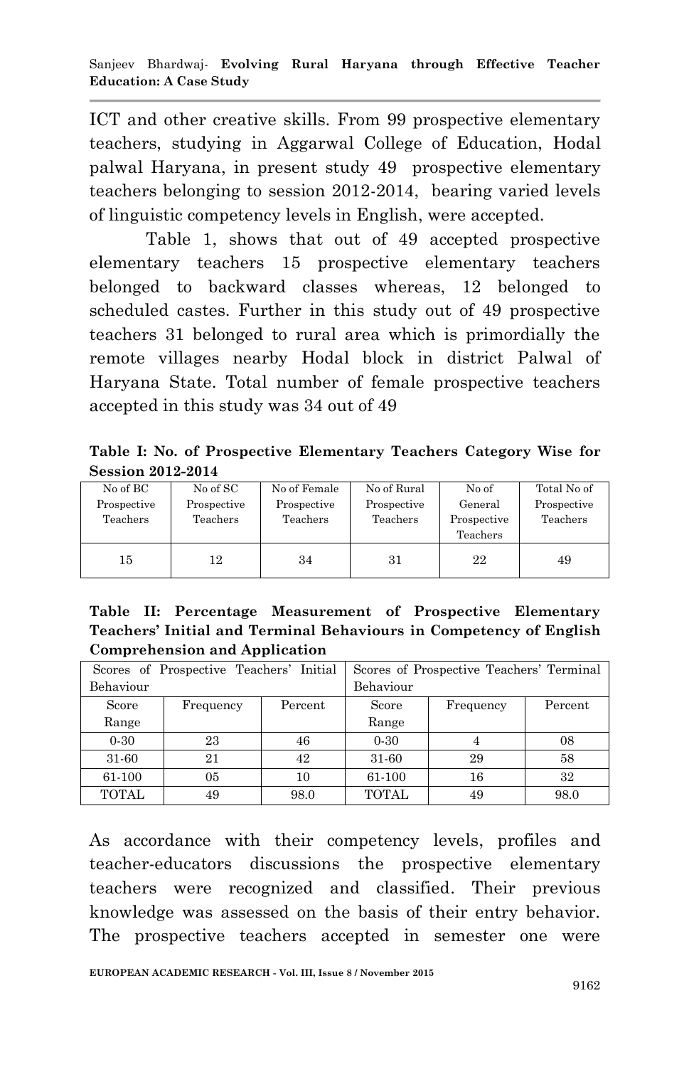ICT and other creative skills. From 99 prospective elementary teachers, studying in Aggarwal College of Education, Hodal palwal Haryana, in present study 49 prospective elementary teachers belonging to session 2012-2014, bearing varied levels of linguistic competency levels in English, were accepted.

Table 1, shows that out of 49 accepted prospective elementary teachers 15 prospective elementary teachers belonged to backward classes whereas, 12 belonged to scheduled castes. Further in this study out of 49 prospective teachers 31 belonged to rural area which is primordially the remote villages nearby Hodal block in district Palwal of Haryana State. Total number of female prospective teachers accepted in this study was 34 out of 49

**Table I: No. of Prospective Elementary Teachers Category Wise for Session 2012-2014**

| No of BC Prospective Teachers | No of SC Prospective Teachers | No of Female Prospective Teachers | No of Rural Prospective Teachers | No of General Prospective Teachers | Total No of Prospective Teachers |
|---|---|---|---|---|---|
| 15 | 12 | 34 | 31 | 22 | 49 |

**Table II: Percentage Measurement of Prospective Elementary Teachers' Initial and Terminal Behaviours in Competency of English Comprehension and Application**

| Scores of Prospective Teachers' Initial Behaviour | | | Scores of Prospective Teachers' Terminal Behaviour | | |
|---|---|---|---|---|---|
| Score Range | Frequency | Percent | Score Range | Frequency | Percent |
| 0-30 | 23 | 46 | 0-30 | 4 | 08 |
| 31-60 | 21 | 42 | 31-60 | 29 | 58 |
| 61-100 | 05 | 10 | 61-100 | 16 | 32 |
| TOTAL | 49 | 98.0 | TOTAL | 49 | 98.0 |

As accordance with their competency levels, profiles and teacher-educators discussions the prospective elementary teachers were recognized and classified. Their previous knowledge was assessed on the basis of their entry behavior. The prospective teachers accepted in semester one were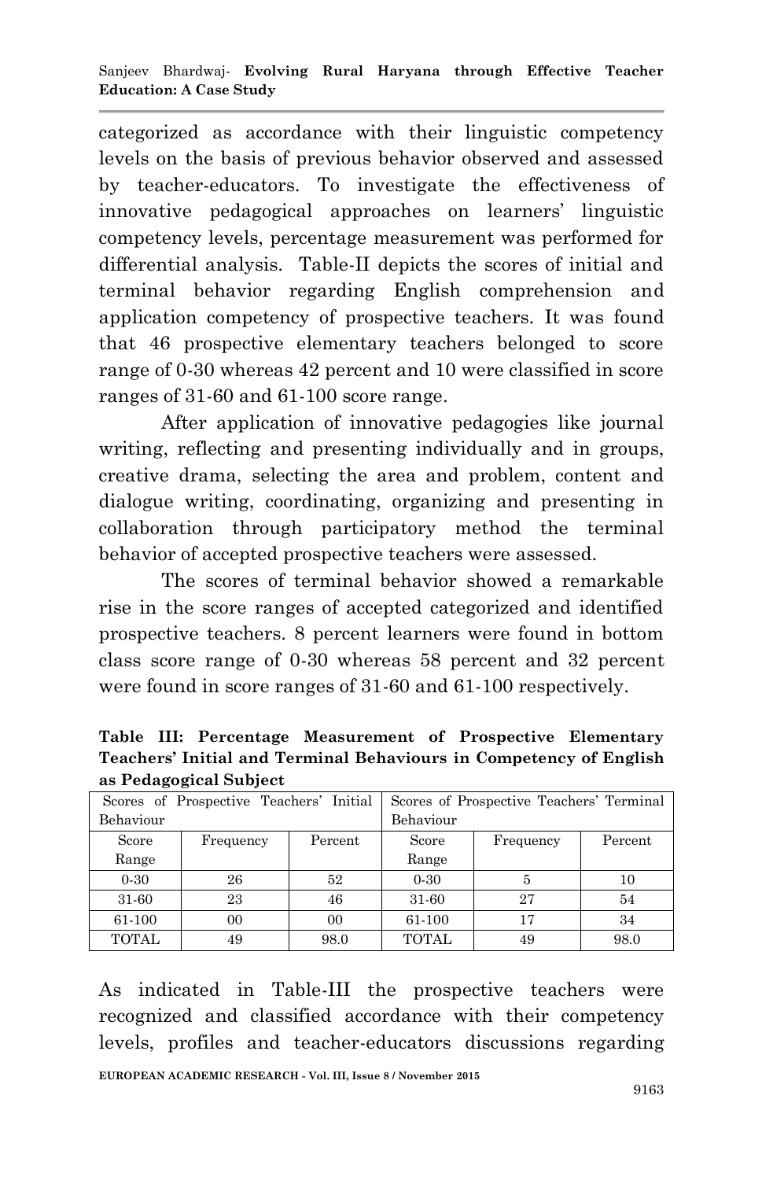categorized as accordance with their linguistic competency levels on the basis of previous behavior observed and assessed by teacher-educators. To investigate the effectiveness of innovative pedagogical approaches on learners' linguistic competency levels, percentage measurement was performed for differential analysis. Table-II depicts the scores of initial and terminal behavior regarding English comprehension and application competency of prospective teachers. It was found that 46 prospective elementary teachers belonged to score range of 0-30 whereas 42 percent and 10 were classified in score ranges of 31-60 and 61-100 score range.

After application of innovative pedagogies like journal writing, reflecting and presenting individually and in groups, creative drama, selecting the area and problem, content and dialogue writing, coordinating, organizing and presenting in collaboration through participatory method the terminal behavior of accepted prospective teachers were assessed.

The scores of terminal behavior showed a remarkable rise in the score ranges of accepted categorized and identified prospective teachers. 8 percent learners were found in bottom class score range of 0-30 whereas 58 percent and 32 percent were found in score ranges of 31-60 and 61-100 respectively.

**Table III: Percentage Measurement of Prospective Elementary Teachers' Initial and Terminal Behaviours in Competency of English as Pedagogical Subject**

| Scores of Prospective Teachers' Initial Behaviour | | | Scores of Prospective Teachers' Terminal Behaviour | | |
|---|---|---|---|---|---|
| Score Range | Frequency | Percent | Score Range | Frequency | Percent |
| 0-30 | 26 | 52 | 0-30 | 5 | 10 |
| 31-60 | 23 | 46 | 31-60 | 27 | 54 |
| 61-100 | 00 | 00 | 61-100 | 17 | 34 |
| TOTAL | 49 | 98.0 | TOTAL | 49 | 98.0 |

As indicated in Table-III the prospective teachers were recognized and classified accordance with their competency levels, profiles and teacher-educators discussions regarding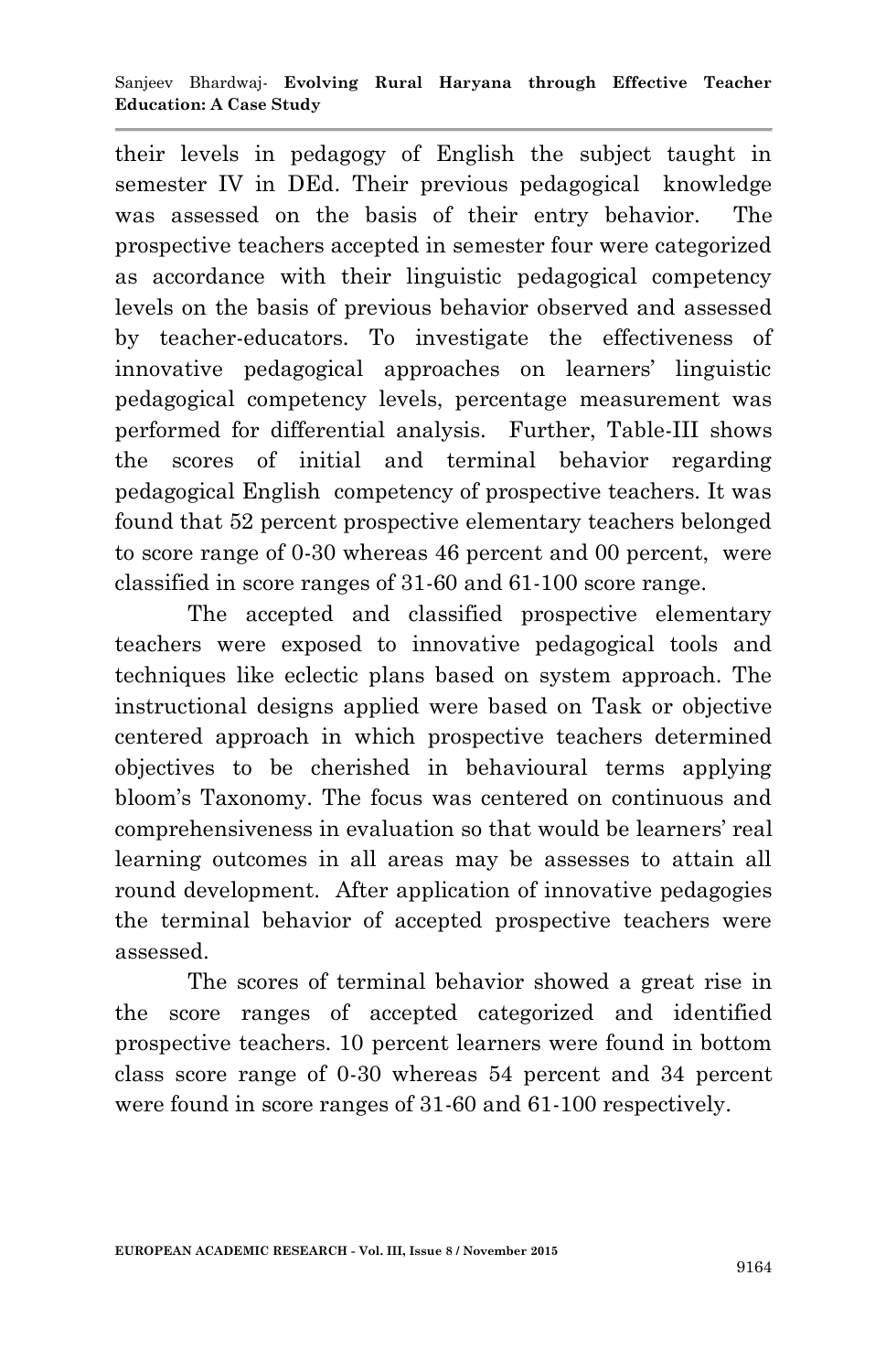their levels in pedagogy of English the subject taught in semester IV in DEd. Their previous pedagogical knowledge was assessed on the basis of their entry behavior. The prospective teachers accepted in semester four were categorized as accordance with their linguistic pedagogical competency levels on the basis of previous behavior observed and assessed by teacher-educators. To investigate the effectiveness of innovative pedagogical approaches on learners' linguistic pedagogical competency levels, percentage measurement was performed for differential analysis. Further, Table-III shows the scores of initial and terminal behavior regarding pedagogical English competency of prospective teachers. It was found that 52 percent prospective elementary teachers belonged to score range of 0-30 whereas 46 percent and 00 percent, were classified in score ranges of 31-60 and 61-100 score range.

The accepted and classified prospective elementary teachers were exposed to innovative pedagogical tools and techniques like eclectic plans based on system approach. The instructional designs applied were based on Task or objective centered approach in which prospective teachers determined objectives to be cherished in behavioural terms applying bloom's Taxonomy. The focus was centered on continuous and comprehensiveness in evaluation so that would be learners' real learning outcomes in all areas may be assesses to attain all round development. After application of innovative pedagogies the terminal behavior of accepted prospective teachers were assessed.

The scores of terminal behavior showed a great rise in the score ranges of accepted categorized and identified prospective teachers. 10 percent learners were found in bottom class score range of 0-30 whereas 54 percent and 34 percent were found in score ranges of 31-60 and 61-100 respectively.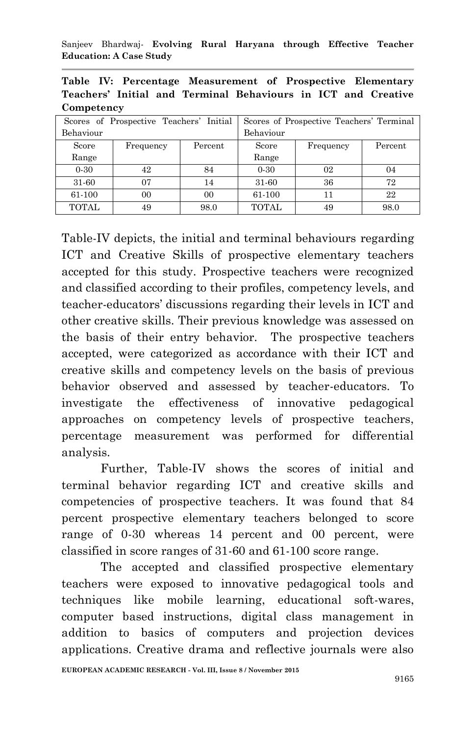**Table IV: Percentage Measurement of Prospective Elementary Teachers' Initial and Terminal Behaviours in ICT and Creative Competency**

| Scores of Prospective Teachers' Initial Behaviour | | | Scores of Prospective Teachers' Terminal Behaviour | | |
|---|---|---|---|---|---|
| Score Range | Frequency | Percent | Score Range | Frequency | Percent |
| 0-30 | 42 | 84 | 0-30 | 02 | 04 |
| 31-60 | 07 | 14 | 31-60 | 36 | 72 |
| 61-100 | 00 | 00 | 61-100 | 11 | 22 |
| TOTAL | 49 | 98.0 | TOTAL | 49 | 98.0 |

Table-IV depicts, the initial and terminal behaviours regarding ICT and Creative Skills of prospective elementary teachers accepted for this study. Prospective teachers were recognized and classified according to their profiles, competency levels, and teacher-educators' discussions regarding their levels in ICT and other creative skills. Their previous knowledge was assessed on the basis of their entry behavior. The prospective teachers accepted, were categorized as accordance with their ICT and creative skills and competency levels on the basis of previous behavior observed and assessed by teacher-educators. To investigate the effectiveness of innovative pedagogical approaches on competency levels of prospective teachers, percentage measurement was performed for differential analysis.

Further, Table-IV shows the scores of initial and terminal behavior regarding ICT and creative skills and competencies of prospective teachers. It was found that 84 percent prospective elementary teachers belonged to score range of 0-30 whereas 14 percent and 00 percent, were classified in score ranges of 31-60 and 61-100 score range.

The accepted and classified prospective elementary teachers were exposed to innovative pedagogical tools and techniques like mobile learning, educational soft-wares, computer based instructions, digital class management in addition to basics of computers and projection devices applications. Creative drama and reflective journals were also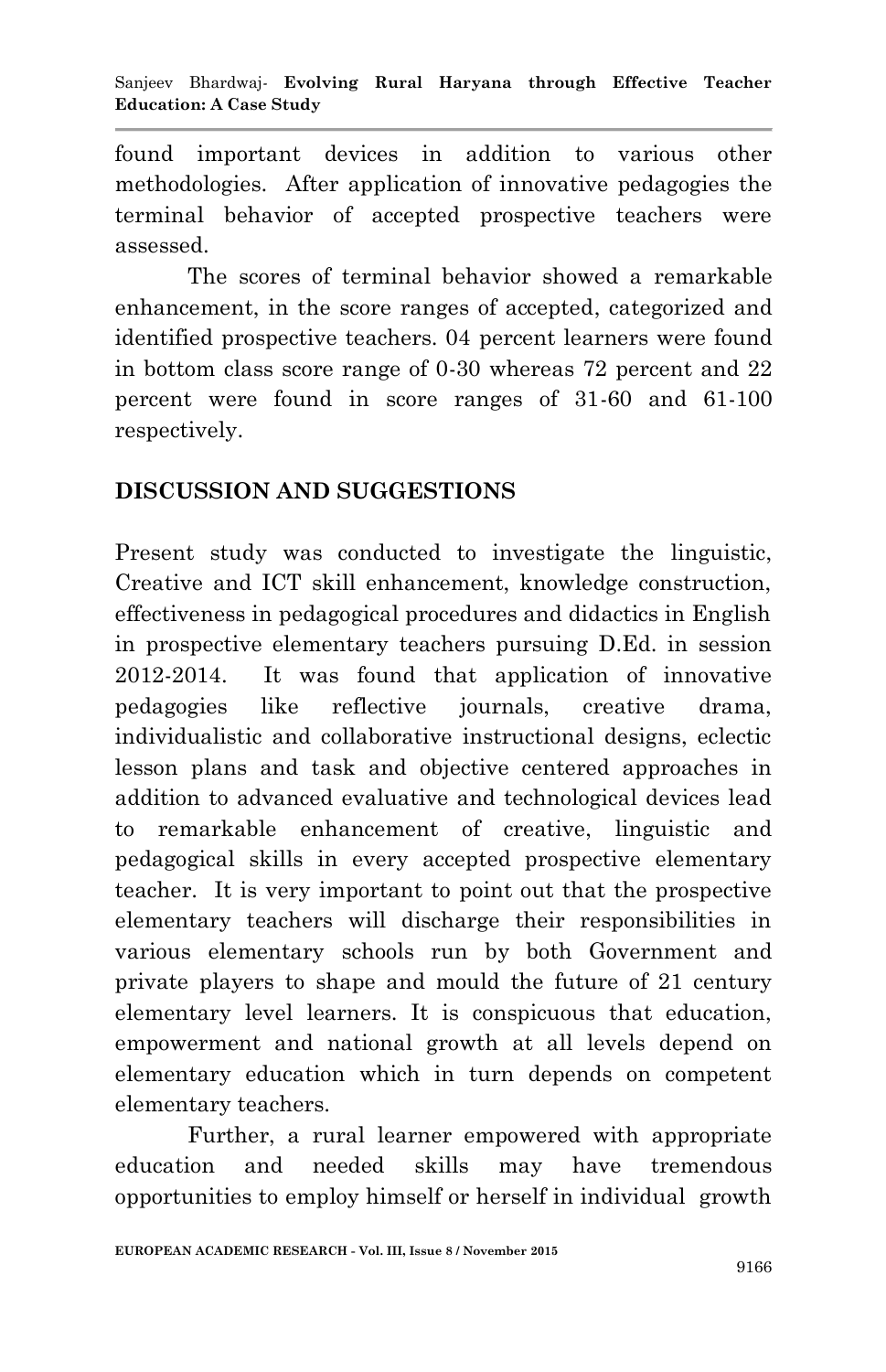found important devices in addition to various other methodologies. After application of innovative pedagogies the terminal behavior of accepted prospective teachers were assessed.

The scores of terminal behavior showed a remarkable enhancement, in the score ranges of accepted, categorized and identified prospective teachers. 04 percent learners were found in bottom class score range of 0-30 whereas 72 percent and 22 percent were found in score ranges of 31-60 and 61-100 respectively.

## DISCUSSION AND SUGGESTIONS

Present study was conducted to investigate the linguistic, Creative and ICT skill enhancement, knowledge construction, effectiveness in pedagogical procedures and didactics in English in prospective elementary teachers pursuing D.Ed. in session 2012-2014. It was found that application of innovative pedagogies like reflective journals, creative drama, individualistic and collaborative instructional designs, eclectic lesson plans and task and objective centered approaches in addition to advanced evaluative and technological devices lead to remarkable enhancement of creative, linguistic and pedagogical skills in every accepted prospective elementary teacher. It is very important to point out that the prospective elementary teachers will discharge their responsibilities in various elementary schools run by both Government and private players to shape and mould the future of 21 century elementary level learners. It is conspicuous that education, empowerment and national growth at all levels depend on elementary education which in turn depends on competent elementary teachers.

Further, a rural learner empowered with appropriate education and needed skills may have tremendous opportunities to employ himself or herself in individual growth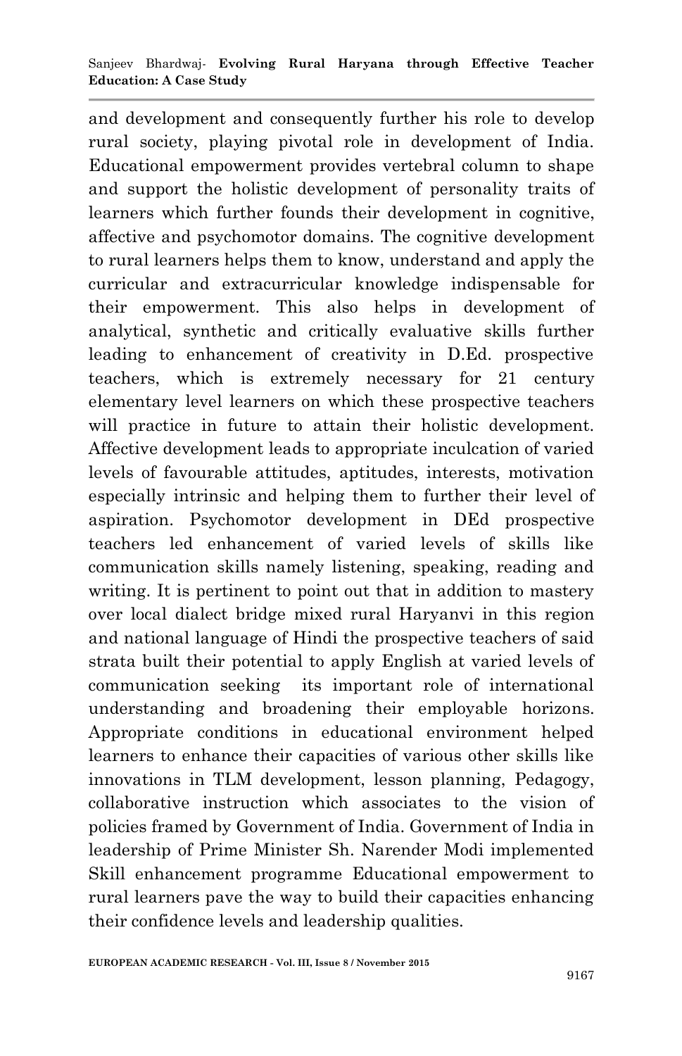and development and consequently further his role to develop rural society, playing pivotal role in development of India. Educational empowerment provides vertebral column to shape and support the holistic development of personality traits of learners which further founds their development in cognitive, affective and psychomotor domains. The cognitive development to rural learners helps them to know, understand and apply the curricular and extracurricular knowledge indispensable for their empowerment. This also helps in development of analytical, synthetic and critically evaluative skills further leading to enhancement of creativity in D.Ed. prospective teachers, which is extremely necessary for 21 century elementary level learners on which these prospective teachers will practice in future to attain their holistic development. Affective development leads to appropriate inculcation of varied levels of favourable attitudes, aptitudes, interests, motivation especially intrinsic and helping them to further their level of aspiration. Psychomotor development in DEd prospective teachers led enhancement of varied levels of skills like communication skills namely listening, speaking, reading and writing. It is pertinent to point out that in addition to mastery over local dialect bridge mixed rural Haryanvi in this region and national language of Hindi the prospective teachers of said strata built their potential to apply English at varied levels of communication seeking its important role of international understanding and broadening their employable horizons. Appropriate conditions in educational environment helped learners to enhance their capacities of various other skills like innovations in TLM development, lesson planning, Pedagogy, collaborative instruction which associates to the vision of policies framed by Government of India. Government of India in leadership of Prime Minister Sh. Narender Modi implemented Skill enhancement programme Educational empowerment to rural learners pave the way to build their capacities enhancing their confidence levels and leadership qualities.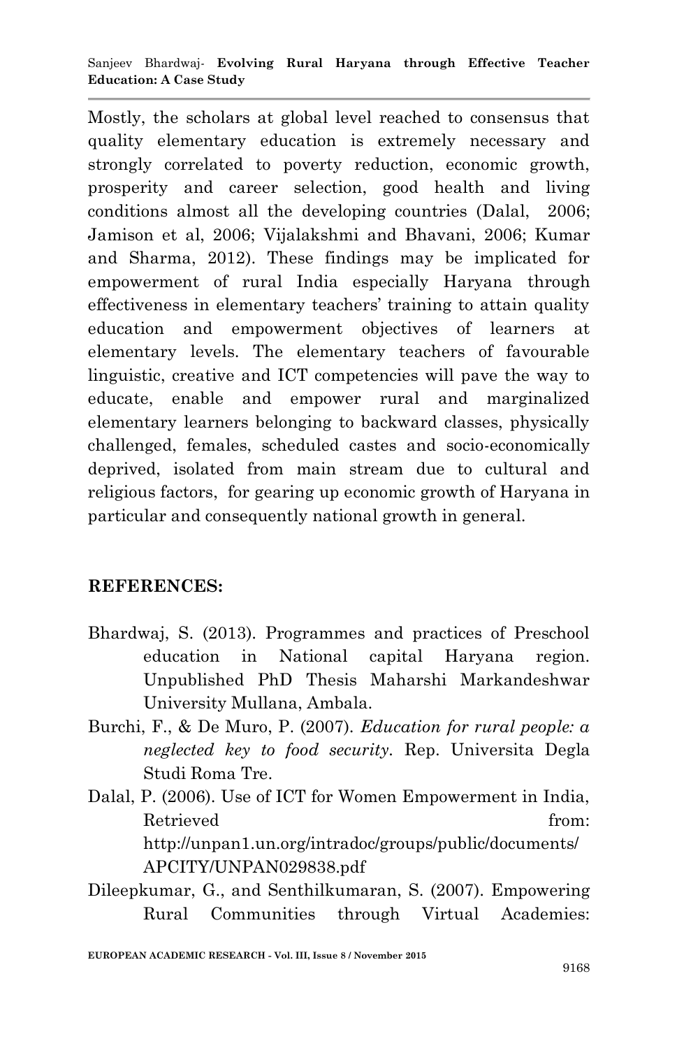Mostly, the scholars at global level reached to consensus that quality elementary education is extremely necessary and strongly correlated to poverty reduction, economic growth, prosperity and career selection, good health and living conditions almost all the developing countries (Dalal, 2006; Jamison et al, 2006; Vijalakshmi and Bhavani, 2006; Kumar and Sharma, 2012). These findings may be implicated for empowerment of rural India especially Haryana through effectiveness in elementary teachers' training to attain quality education and empowerment objectives of learners at elementary levels. The elementary teachers of favourable linguistic, creative and ICT competencies will pave the way to educate, enable and empower rural and marginalized elementary learners belonging to backward classes, physically challenged, females, scheduled castes and socio-economically deprived, isolated from main stream due to cultural and religious factors, for gearing up economic growth of Haryana in particular and consequently national growth in general.

## REFERENCES:

Bhardwaj, S. (2013). Programmes and practices of Preschool education in National capital Haryana region. Unpublished PhD Thesis Maharshi Markandeshwar University Mullana, Ambala.

Burchi, F., & De Muro, P. (2007). *Education for rural people: a neglected key to food security*. Rep. Universita Degla Studi Roma Tre.

Dalal, P. (2006). Use of ICT for Women Empowerment in India, Retrieved from: http://unpan1.un.org/intradoc/groups/public/documents/APCITY/UNPAN029838.pdf

Dileepkumar, G., and Senthilkumaran, S. (2007). Empowering Rural Communities through Virtual Academies: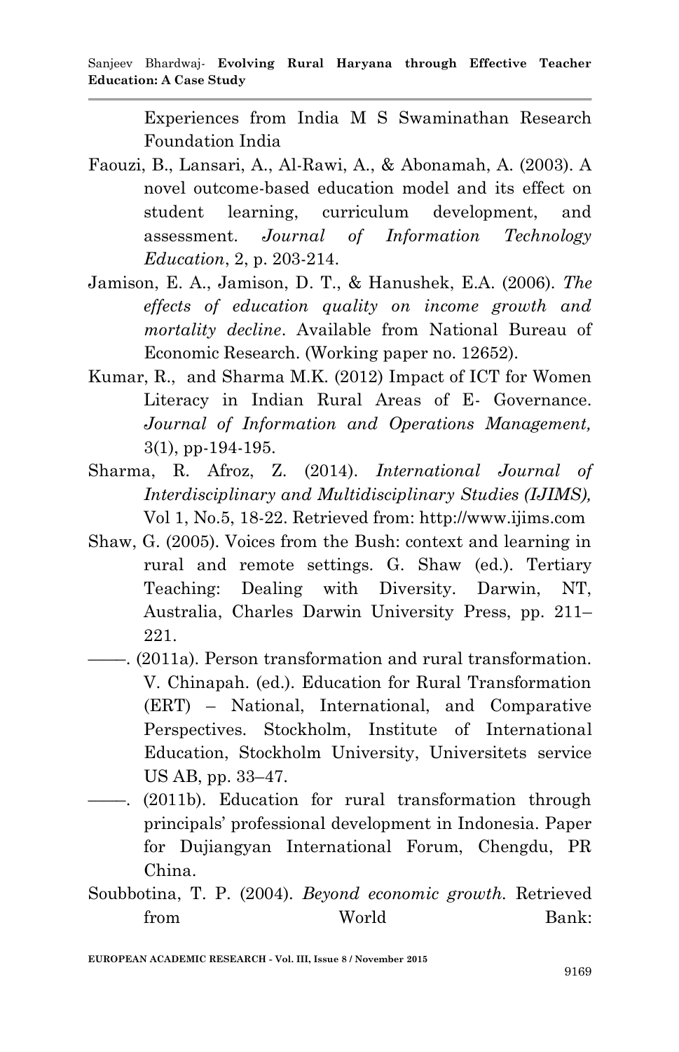Experiences from India M S Swaminathan Research Foundation India

Faouzi, B., Lansari, A., Al-Rawi, A., & Abonamah, A. (2003). A novel outcome-based education model and its effect on student learning, curriculum development, and assessment. *Journal of Information Technology Education*, 2, p. 203-214.

Jamison, E. A., Jamison, D. T., & Hanushek, E.A. (2006). *The effects of education quality on income growth and mortality decline*. Available from National Bureau of Economic Research. (Working paper no. 12652).

Kumar, R., and Sharma M.K. (2012) Impact of ICT for Women Literacy in Indian Rural Areas of E- Governance. *Journal of Information and Operations Management,* 3(1), pp-194-195.

Sharma, R. Afroz, Z. (2014). *International Journal of Interdisciplinary and Multidisciplinary Studies (IJIMS),* Vol 1, No.5, 18-22. Retrieved from: http://www.ijims.com

Shaw, G. (2005). Voices from the Bush: context and learning in rural and remote settings. G. Shaw (ed.). Tertiary Teaching: Dealing with Diversity. Darwin, NT, Australia, Charles Darwin University Press, pp. 211–221.

——. (2011a). Person transformation and rural transformation. V. Chinapah. (ed.). Education for Rural Transformation (ERT) – National, International, and Comparative Perspectives. Stockholm, Institute of International Education, Stockholm University, Universitets service US AB, pp. 33–47.

——. (2011b). Education for rural transformation through principals' professional development in Indonesia. Paper for Dujiangyan International Forum, Chengdu, PR China.

Soubbotina, T. P. (2004). *Beyond economic growth.* Retrieved from World Bank: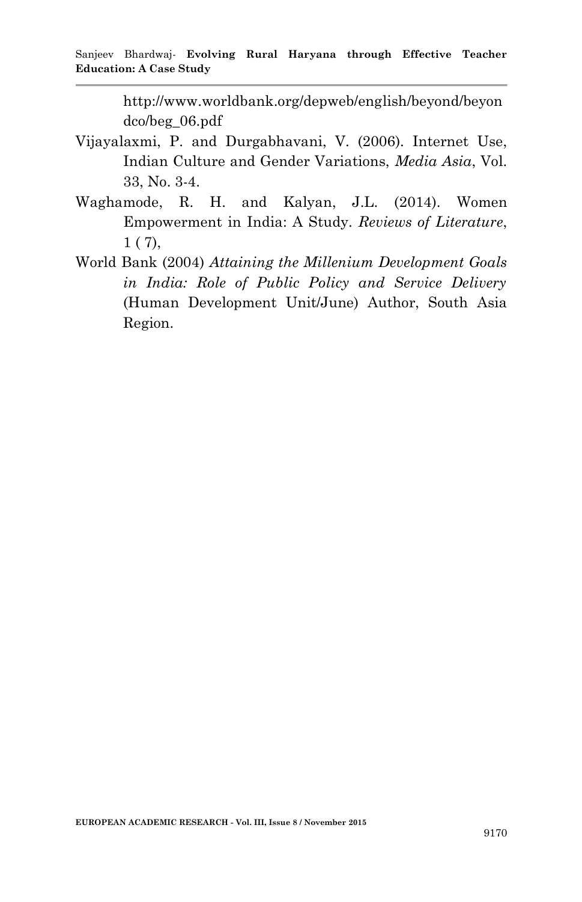http://www.worldbank.org/depweb/english/beyond/beyondco/beg_06.pdf

Vijayalaxmi, P. and Durgabhavani, V. (2006). Internet Use, Indian Culture and Gender Variations, *Media Asia*, Vol. 33, No. 3-4.

Waghamode, R. H. and Kalyan, J.L. (2014). Women Empowerment in India: A Study. *Reviews of Literature*, 1 ( 7),

World Bank (2004) *Attaining the Millenium Development Goals in India: Role of Public Policy and Service Delivery* (Human Development Unit/June) Author, South Asia Region.